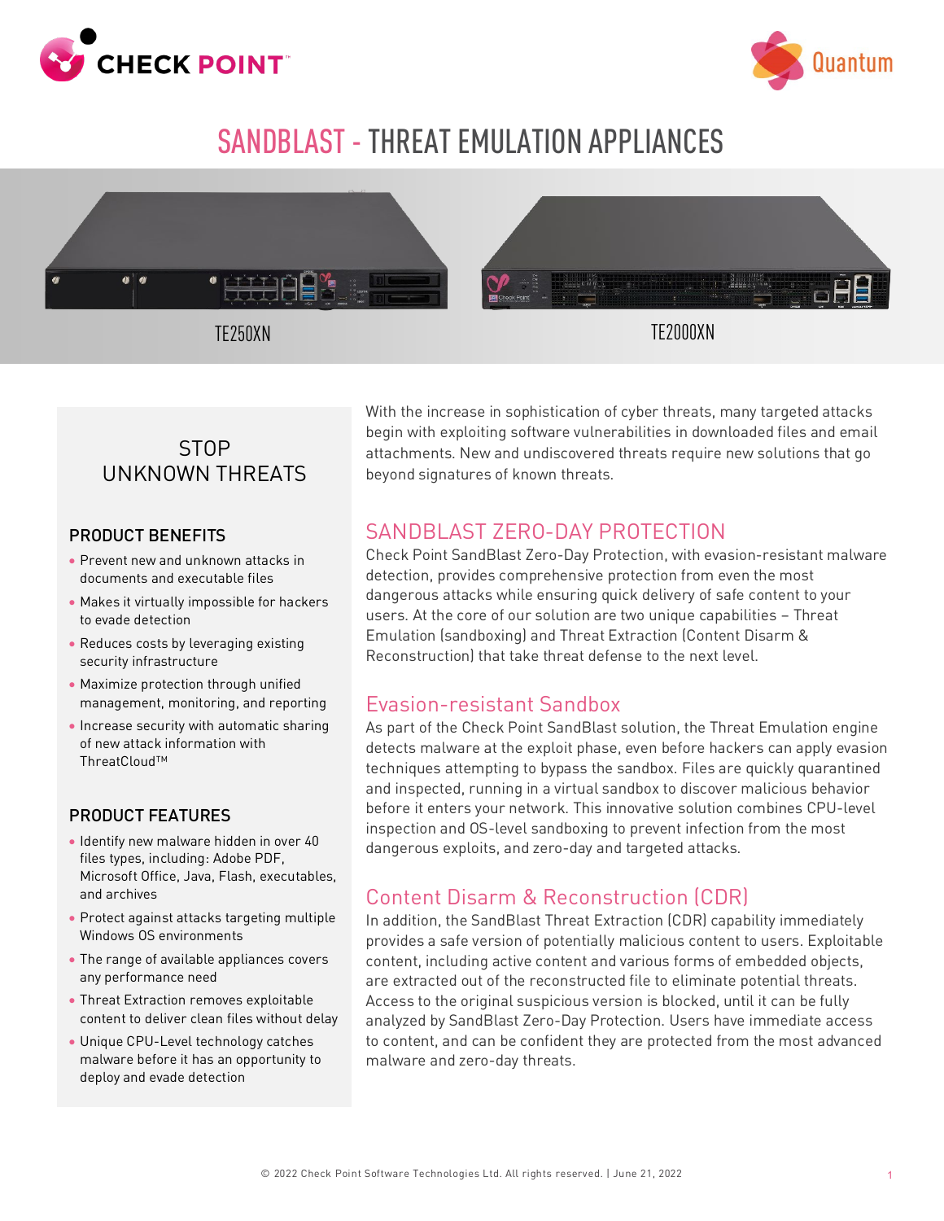# SANDBLAST - THREAT EMULATION APPLIANCES

TE250XN

TE2000XN

## STOP UNKNOWN THREATS

### PRODUCT BENEFITS

- Prevent new and unknown attacks in documents and executable files
- Makes it virtually impossible for hackers to evade detection
- Reduces costs by leveraging existing security infrastructure
- Maximize protection through unified management, monitoring, and reporting
- Increase security with automatic sharing of new attack information with ThreatCloud™

### PRODUCT FEATURES

- Identify new malware hidden in over 40 files types, including: Adobe PDF, Microsoft Office, Java, Flash, executables, and archives
- Protect against attacks targeting multiple Windows OS environments
- The range of available appliances covers any performance need
- Threat Extraction removes exploitable content to deliver clean files without delay
- Unique CPU-Level technology catches malware before it has an opportunity to deploy and evade detection

With the increase in sophistication of cyber threats, many targeted attacks begin with exploiting software vulnerabilities in downloaded files and email attachments. New and undiscovered threats require new solutions that go beyond signatures of known threats.

## SANDBLAST ZERO-DAY PROTECTION

Check Point SandBlast Zero-Day Protection, with evasion-resistant malware detection, provides comprehensive protection from even the most dangerous attacks while ensuring quick delivery of safe content to your users. At the core of our solution are two unique capabilities – Threat Emulation (sandboxing) and Threat Extraction (Content Disarm & Reconstruction) that take threat defense to the next level.

## Evasion-resistant Sandbox

As part of the Check Point SandBlast solution, the Threat Emulation engine detects malware at the exploit phase, even before hackers can apply evasion techniques attempting to bypass the sandbox. Files are quickly quarantined and inspected, running in a virtual sandbox to discover malicious behavior before it enters your network. This innovative solution combines CPU-level inspection and OS-level sandboxing to prevent infection from the most dangerous exploits, and zero-day and targeted attacks.

## Content Disarm & Reconstruction (CDR)

In addition, the SandBlast Threat Extraction (CDR) capability immediately provides a safe version of potentially malicious content to users. Exploitable content, including active content and various forms of embedded objects, are extracted out of the reconstructed file to eliminate potential threats. Access to the original suspicious version is blocked, until it can be fully analyzed by SandBlast Zero-Day Protection. Users have immediate access to content, and can be confident they are protected from the most advanced malware and zero-day threats.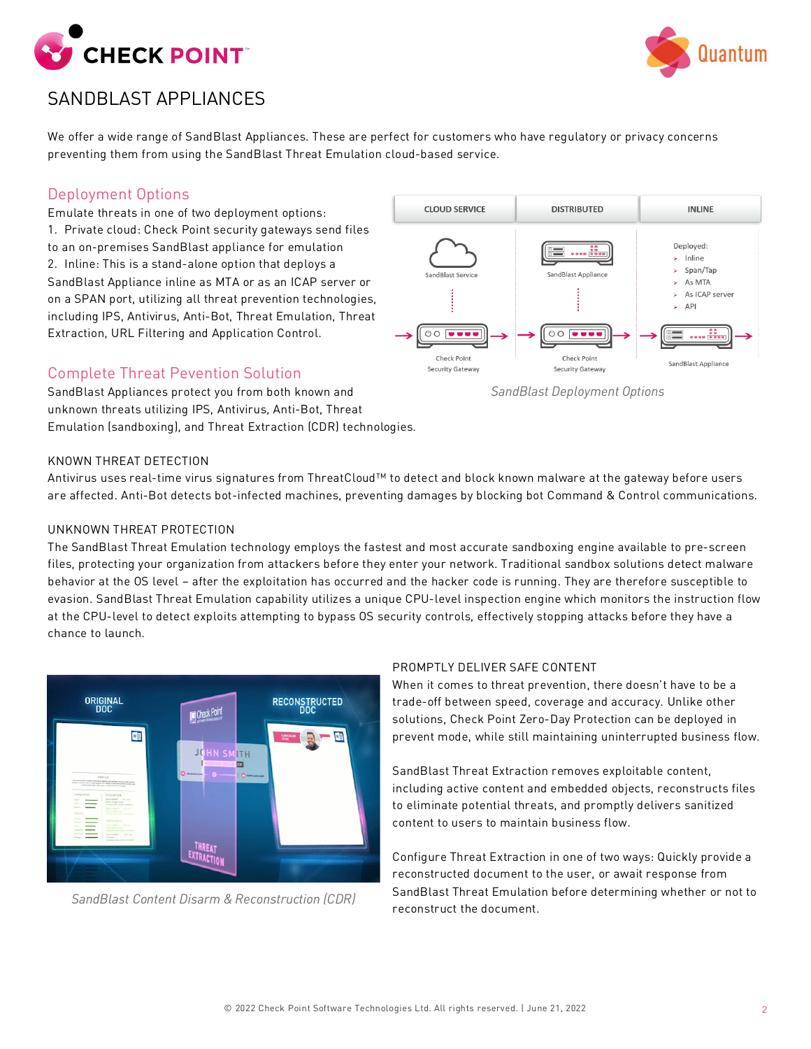# SANDBLAST APPLIANCES

We offer a wide range of SandBlast Appliances. These are perfect for customers who have regulatory or privacy concerns preventing them from using the SandBlast Threat Emulation cloud-based service.

## Deployment Options

Emulate threats in one of two deployment options:

1. Private cloud: Check Point security gateways send files to an on-premises SandBlast appliance for emulation
2. Inline: This is a stand-alone option that deploys a SandBlast Appliance inline as MTA or as an ICAP server or on a SPAN port, utilizing all threat prevention technologies, including IPS, Antivirus, Anti-Bot, Threat Emulation, Threat Extraction, URL Filtering and Application Control.

| CLOUD SERVICE | DISTRIBUTED | INLINE |
|---|---|---|
| SandBlast Service | SandBlast Appliance | Deployed: Inline, Span/Tap, As MTA, As ICAP server, API |
| Check Point Security Gateway | Check Point Security Gateway | SandBlast Appliance |

*SandBlast Deployment Options*

## Complete Threat Prevention Solution

SandBlast Appliances protect you from both known and unknown threats utilizing IPS, Antivirus, Anti-Bot, Threat Emulation (sandboxing), and Threat Extraction (CDR) technologies.

### KNOWN THREAT DETECTION

Antivirus uses real-time virus signatures from ThreatCloud™ to detect and block known malware at the gateway before users are affected. Anti-Bot detects bot-infected machines, preventing damages by blocking bot Command & Control communications.

### UNKNOWN THREAT PROTECTION

The SandBlast Threat Emulation technology employs the fastest and most accurate sandboxing engine available to pre-screen files, protecting your organization from attackers before they enter your network. Traditional sandbox solutions detect malware behavior at the OS level – after the exploitation has occurred and the hacker code is running. They are therefore susceptible to evasion. SandBlast Threat Emulation capability utilizes a unique CPU-level inspection engine which monitors the instruction flow at the CPU-level to detect exploits attempting to bypass OS security controls, effectively stopping attacks before they have a chance to launch.

*SandBlast Content Disarm & Reconstruction (CDR)*

### PROMPTLY DELIVER SAFE CONTENT

When it comes to threat prevention, there doesn't have to be a trade-off between speed, coverage and accuracy. Unlike other solutions, Check Point Zero-Day Protection can be deployed in prevent mode, while still maintaining uninterrupted business flow.

SandBlast Threat Extraction removes exploitable content, including active content and embedded objects, reconstructs files to eliminate potential threats, and promptly delivers sanitized content to users to maintain business flow.

Configure Threat Extraction in one of two ways: Quickly provide a reconstructed document to the user, or await response from SandBlast Threat Emulation before determining whether or not to reconstruct the document.

© 2022 Check Point Software Technologies Ltd. All rights reserved. | June 21, 2022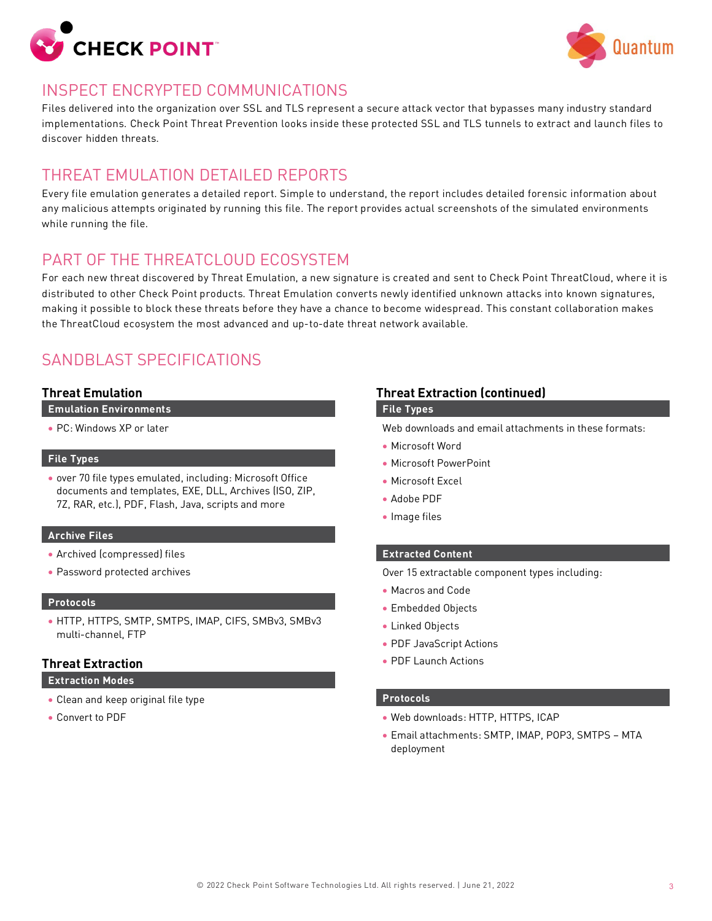## INSPECT ENCRYPTED COMMUNICATIONS

Files delivered into the organization over SSL and TLS represent a secure attack vector that bypasses many industry standard implementations. Check Point Threat Prevention looks inside these protected SSL and TLS tunnels to extract and launch files to discover hidden threats.

## THREAT EMULATION DETAILED REPORTS

Every file emulation generates a detailed report. Simple to understand, the report includes detailed forensic information about any malicious attempts originated by running this file. The report provides actual screenshots of the simulated environments while running the file.

## PART OF THE THREATCLOUD ECOSYSTEM

For each new threat discovered by Threat Emulation, a new signature is created and sent to Check Point ThreatCloud, where it is distributed to other Check Point products. Threat Emulation converts newly identified unknown attacks into known signatures, making it possible to block these threats before they have a chance to become widespread. This constant collaboration makes the ThreatCloud ecosystem the most advanced and up-to-date threat network available.

## SANDBLAST SPECIFICATIONS

### Threat Emulation

**Emulation Environments**

- PC: Windows XP or later

**File Types**

- over 70 file types emulated, including: Microsoft Office documents and templates, EXE, DLL, Archives (ISO, ZIP, 7Z, RAR, etc.), PDF, Flash, Java, scripts and more

**Archive Files**

- Archived (compressed) files
- Password protected archives

**Protocols**

- HTTP, HTTPS, SMTP, SMTPS, IMAP, CIFS, SMBv3, SMBv3 multi-channel, FTP

### Threat Extraction

**Extraction Modes**

- Clean and keep original file type
- Convert to PDF

### Threat Extraction (continued)

**File Types**

Web downloads and email attachments in these formats:

- Microsoft Word
- Microsoft PowerPoint
- Microsoft Excel
- Adobe PDF
- Image files

**Extracted Content**

Over 15 extractable component types including:

- Macros and Code
- Embedded Objects
- Linked Objects
- PDF JavaScript Actions
- PDF Launch Actions

**Protocols**

- Web downloads: HTTP, HTTPS, ICAP
- Email attachments: SMTP, IMAP, POP3, SMTPS – MTA deployment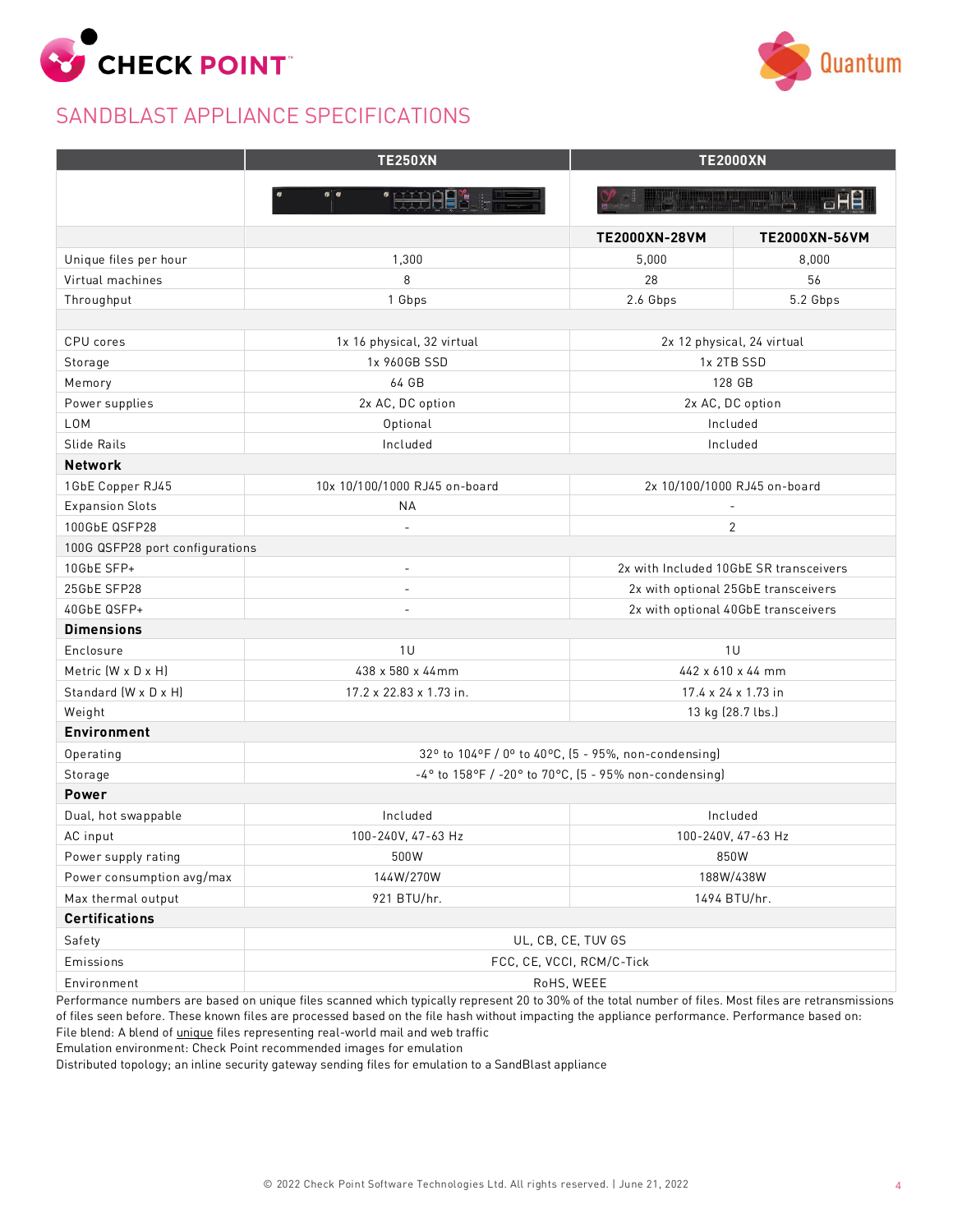## SANDBLAST APPLIANCE SPECIFICATIONS

| | TE250XN | TE2000XN | |
|---|---|---|---|
| | | TE2000XN-28VM | TE2000XN-56VM |
| Unique files per hour | 1,300 | 5,000 | 8,000 |
| Virtual machines | 8 | 28 | 56 |
| Throughput | 1 Gbps | 2.6 Gbps | 5.2 Gbps |
| | | | |
| CPU cores | 1x 16 physical, 32 virtual | 2x 12 physical, 24 virtual | |
| Storage | 1x 960GB SSD | 1x 2TB SSD | |
| Memory | 64 GB | 128 GB | |
| Power supplies | 2x AC, DC option | 2x AC, DC option | |
| LOM | Optional | Included | |
| Slide Rails | Included | Included | |
| **Network** | | | |
| 1GbE Copper RJ45 | 10x 10/100/1000 RJ45 on-board | 2x 10/100/1000 RJ45 on-board | |
| Expansion Slots | NA | - | |
| 100GbE QSFP28 | - | 2 | |
| 100G QSFP28 port configurations | | | |
| 10GbE SFP+ | - | 2x with Included 10GbE SR transceivers | |
| 25GbE SFP28 | - | 2x with optional 25GbE transceivers | |
| 40GbE QSFP+ | - | 2x with optional 40GbE transceivers | |
| **Dimensions** | | | |
| Enclosure | 1U | 1U | |
| Metric (W x D x H) | 438 x 580 x 44mm | 442 x 610 x 44 mm | |
| Standard (W x D x H) | 17.2 x 22.83 x 1.73 in. | 17.4 x 24 x 1.73 in | |
| Weight | | 13 kg (28.7 lbs.) | |
| **Environment** | | | |
| Operating | 32° to 104°F / 0° to 40°C, (5 - 95%, non-condensing) | | |
| Storage | -4° to 158°F / -20° to 70°C, (5 - 95% non-condensing) | | |
| **Power** | | | |
| Dual, hot swappable | Included | Included | |
| AC input | 100-240V, 47-63 Hz | 100-240V, 47-63 Hz | |
| Power supply rating | 500W | 850W | |
| Power consumption avg/max | 144W/270W | 188W/438W | |
| Max thermal output | 921 BTU/hr. | 1494 BTU/hr. | |
| **Certifications** | | | |
| Safety | UL, CB, CE, TUV GS | | |
| Emissions | FCC, CE, VCCI, RCM/C-Tick | | |
| Environment | RoHS, WEEE | | |

Performance numbers are based on unique files scanned which typically represent 20 to 30% of the total number of files. Most files are retransmissions of files seen before. These known files are processed based on the file hash without impacting the appliance performance. Performance based on:
File blend: A blend of unique files representing real-world mail and web traffic
Emulation environment: Check Point recommended images for emulation
Distributed topology; an inline security gateway sending files for emulation to a SandBlast appliance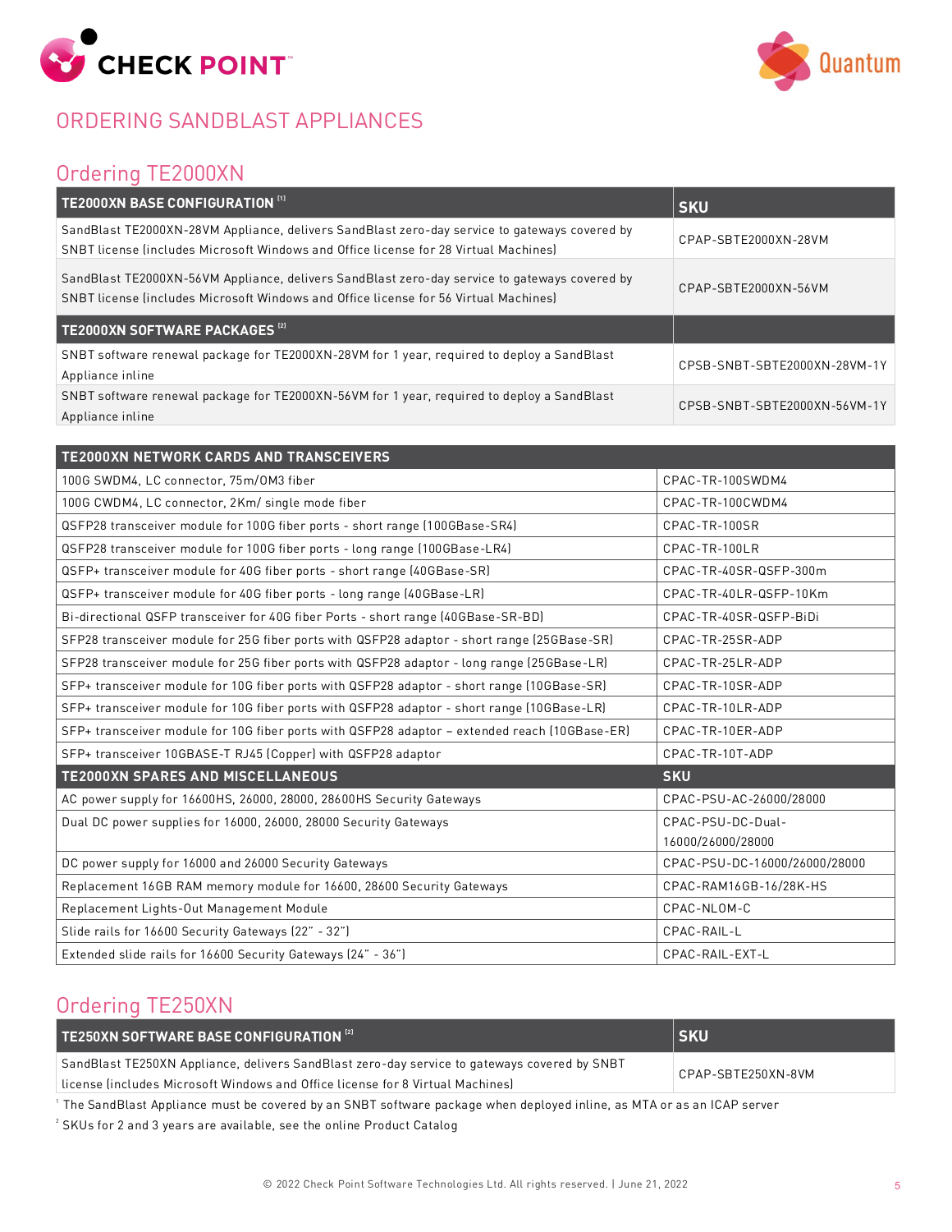# ORDERING SANDBLAST APPLIANCES

## Ordering TE2000XN

| TE2000XN BASE CONFIGURATION [1] | SKU |
|---|---|
| SandBlast TE2000XN-28VM Appliance, delivers SandBlast zero-day service to gateways covered by SNBT license (includes Microsoft Windows and Office license for 28 Virtual Machines) | CPAP-SBTE2000XN-28VM |
| SandBlast TE2000XN-56VM Appliance, delivers SandBlast zero-day service to gateways covered by SNBT license (includes Microsoft Windows and Office license for 56 Virtual Machines) | CPAP-SBTE2000XN-56VM |
| **TE2000XN SOFTWARE PACKAGES [2]** | |
| SNBT software renewal package for TE2000XN-28VM for 1 year, required to deploy a SandBlast Appliance inline | CPSB-SNBT-SBTE2000XN-28VM-1Y |
| SNBT software renewal package for TE2000XN-56VM for 1 year, required to deploy a SandBlast Appliance inline | CPSB-SNBT-SBTE2000XN-56VM-1Y |

| TE2000XN NETWORK CARDS AND TRANSCEIVERS | |
|---|---|
| 100G SWDM4, LC connector, 75m/OM3 fiber | CPAC-TR-100SWDM4 |
| 100G CWDM4, LC connector, 2Km/ single mode fiber | CPAC-TR-100CWDM4 |
| QSFP28 transceiver module for 100G fiber ports - short range (100GBase-SR4) | CPAC-TR-100SR |
| QSFP28 transceiver module for 100G fiber ports - long range (100GBase-LR4) | CPAC-TR-100LR |
| QSFP+ transceiver module for 40G fiber ports - short range (40GBase-SR) | CPAC-TR-40SR-QSFP-300m |
| QSFP+ transceiver module for 40G fiber ports - long range (40GBase-LR) | CPAC-TR-40LR-QSFP-10Km |
| Bi-directional QSFP transceiver for 40G fiber Ports - short range (40GBase-SR-BD) | CPAC-TR-40SR-QSFP-BiDi |
| SFP28 transceiver module for 25G fiber ports with QSFP28 adaptor - short range (25GBase-SR) | CPAC-TR-25SR-ADP |
| SFP28 transceiver module for 25G fiber ports with QSFP28 adaptor - long range (25GBase-LR) | CPAC-TR-25LR-ADP |
| SFP+ transceiver module for 10G fiber ports with QSFP28 adaptor - short range (10GBase-SR) | CPAC-TR-10SR-ADP |
| SFP+ transceiver module for 10G fiber ports with QSFP28 adaptor - short range (10GBase-LR) | CPAC-TR-10LR-ADP |
| SFP+ transceiver module for 10G fiber ports with QSFP28 adaptor – extended reach (10GBase-ER) | CPAC-TR-10ER-ADP |
| SFP+ transceiver 10GBASE-T RJ45 (Copper) with QSFP28 adaptor | CPAC-TR-10T-ADP |
| **TE2000XN SPARES AND MISCELLANEOUS** | **SKU** |
| AC power supply for 16600HS, 26000, 28000, 28600HS Security Gateways | CPAC-PSU-AC-26000/28000 |
| Dual DC power supplies for 16000, 26000, 28000 Security Gateways | CPAC-PSU-DC-Dual-16000/26000/28000 |
| DC power supply for 16000 and 26000 Security Gateways | CPAC-PSU-DC-16000/26000/28000 |
| Replacement 16GB RAM memory module for 16600, 28600 Security Gateways | CPAC-RAM16GB-16/28K-HS |
| Replacement Lights-Out Management Module | CPAC-NLOM-C |
| Slide rails for 16600 Security Gateways (22" - 32") | CPAC-RAIL-L |
| Extended slide rails for 16600 Security Gateways (24" - 36") | CPAC-RAIL-EXT-L |

## Ordering TE250XN

| TE250XN SOFTWARE BASE CONFIGURATION [2] | SKU |
|---|---|
| SandBlast TE250XN Appliance, delivers SandBlast zero-day service to gateways covered by SNBT license (includes Microsoft Windows and Office license for 8 Virtual Machines) | CPAP-SBTE250XN-8VM |

[1] The SandBlast Appliance must be covered by an SNBT software package when deployed inline, as MTA or as an ICAP server

[2] SKUs for 2 and 3 years are available, see the online Product Catalog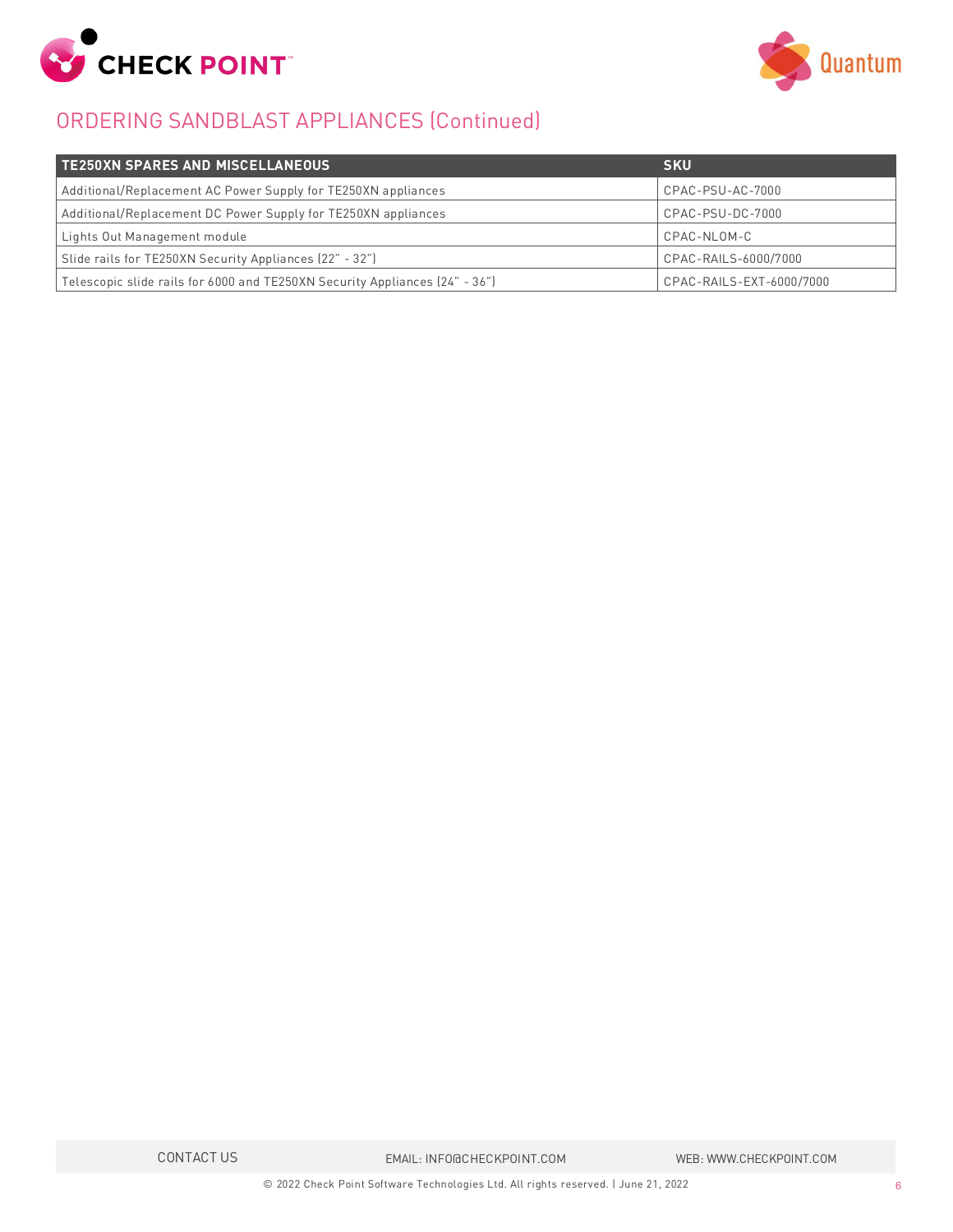## ORDERING SANDBLAST APPLIANCES (Continued)

| TE250XN SPARES AND MISCELLANEOUS | SKU |
|---|---|
| Additional/Replacement AC Power Supply for TE250XN appliances | CPAC-PSU-AC-7000 |
| Additional/Replacement DC Power Supply for TE250XN appliances | CPAC-PSU-DC-7000 |
| Lights Out Management module | CPAC-NLOM-C |
| Slide rails for TE250XN Security Appliances (22" - 32") | CPAC-RAILS-6000/7000 |
| Telescopic slide rails for 6000 and TE250XN Security Appliances (24" - 36") | CPAC-RAILS-EXT-6000/7000 |

CONTACT US EMAIL: INFO@CHECKPOINT.COM WEB: WWW.CHECKPOINT.COM

© 2022 Check Point Software Technologies Ltd. All rights reserved. | June 21, 2022